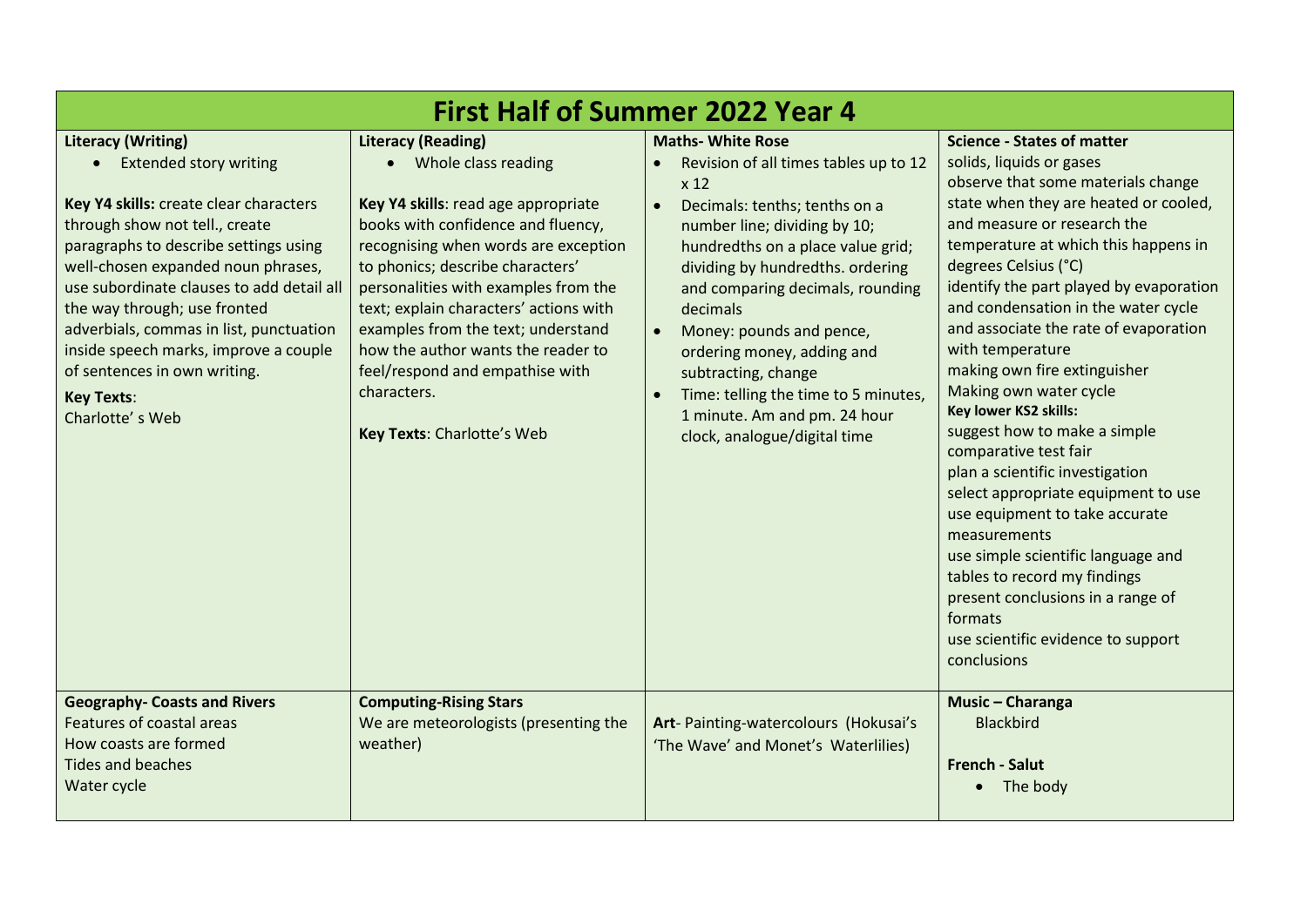# First Half of Summer 2022 Year 4

| **Literacy (Writing)** | **Literacy (Reading)** | **Maths- White Rose** | **Science - States of matter** |
|---|---|---|---|
| • Extended story writing<br><br>**Key Y4 skills:** create clear characters through show not tell., create paragraphs to describe settings using well-chosen expanded noun phrases, use subordinate clauses to add detail all the way through; use fronted adverbials, commas in list, punctuation inside speech marks, improve a couple of sentences in own writing.<br><br>**Key Texts**:<br>Charlotte' s Web | • Whole class reading<br><br>**Key Y4 skills**: read age appropriate books with confidence and fluency, recognising when words are exception to phonics; describe characters' personalities with examples from the text; explain characters' actions with examples from the text; understand how the author wants the reader to feel/respond and empathise with characters.<br><br>**Key Texts**: Charlotte's Web | • Revision of all times tables up to 12 x 12<br>• Decimals: tenths; tenths on a number line; dividing by 10; hundredths on a place value grid; dividing by hundredths. ordering and comparing decimals, rounding decimals<br>• Money: pounds and pence, ordering money, adding and subtracting, change<br>• Time: telling the time to 5 minutes, 1 minute. Am and pm. 24 hour clock, analogue/digital time | solids, liquids or gases<br>observe that some materials change state when they are heated or cooled, and measure or research the temperature at which this happens in degrees Celsius (°C)<br>identify the part played by evaporation and condensation in the water cycle and associate the rate of evaporation with temperature<br>making own fire extinguisher<br>Making own water cycle<br>**Key lower KS2 skills:**<br>suggest how to make a simple comparative test fair<br>plan a scientific investigation<br>select appropriate equipment to use<br>use equipment to take accurate measurements<br>use simple scientific language and tables to record my findings<br>present conclusions in a range of formats<br>use scientific evidence to support conclusions |
| **Geography- Coasts and Rivers**<br>Features of coastal areas<br>How coasts are formed<br>Tides and beaches<br>Water cycle | **Computing-Rising Stars**<br>We are meteorologists (presenting the weather) | **Art**- Painting-watercolours (Hokusai's 'The Wave' and Monet's Waterlilies) | **Music – Charanga**<br>Blackbird<br><br>**French - Salut**<br>• The body |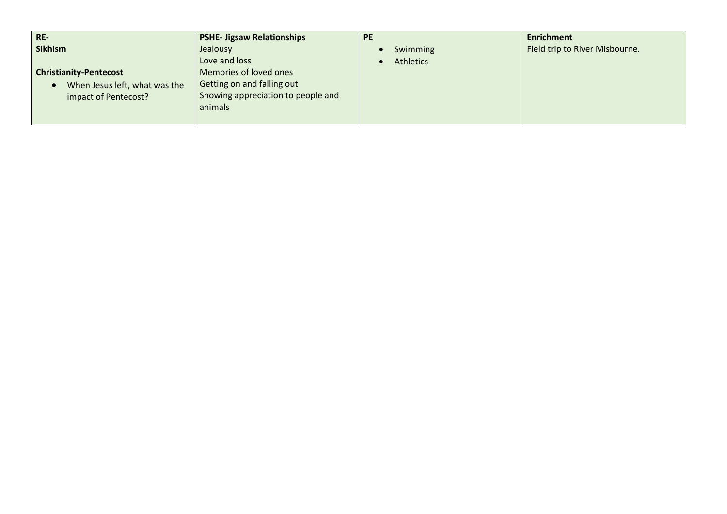| | | | |
|---|---|---|---|
| **RE-**<br>**Sikhism**<br><br>**Christianity-Pentecost**<br>• When Jesus left, what was the impact of Pentecost? | **PSHE- Jigsaw Relationships**<br>Jealousy<br>Love and loss<br>Memories of loved ones<br>Getting on and falling out<br>Showing appreciation to people and animals | **PE**<br>• Swimming<br>• Athletics | **Enrichment**<br>Field trip to River Misbourne. |